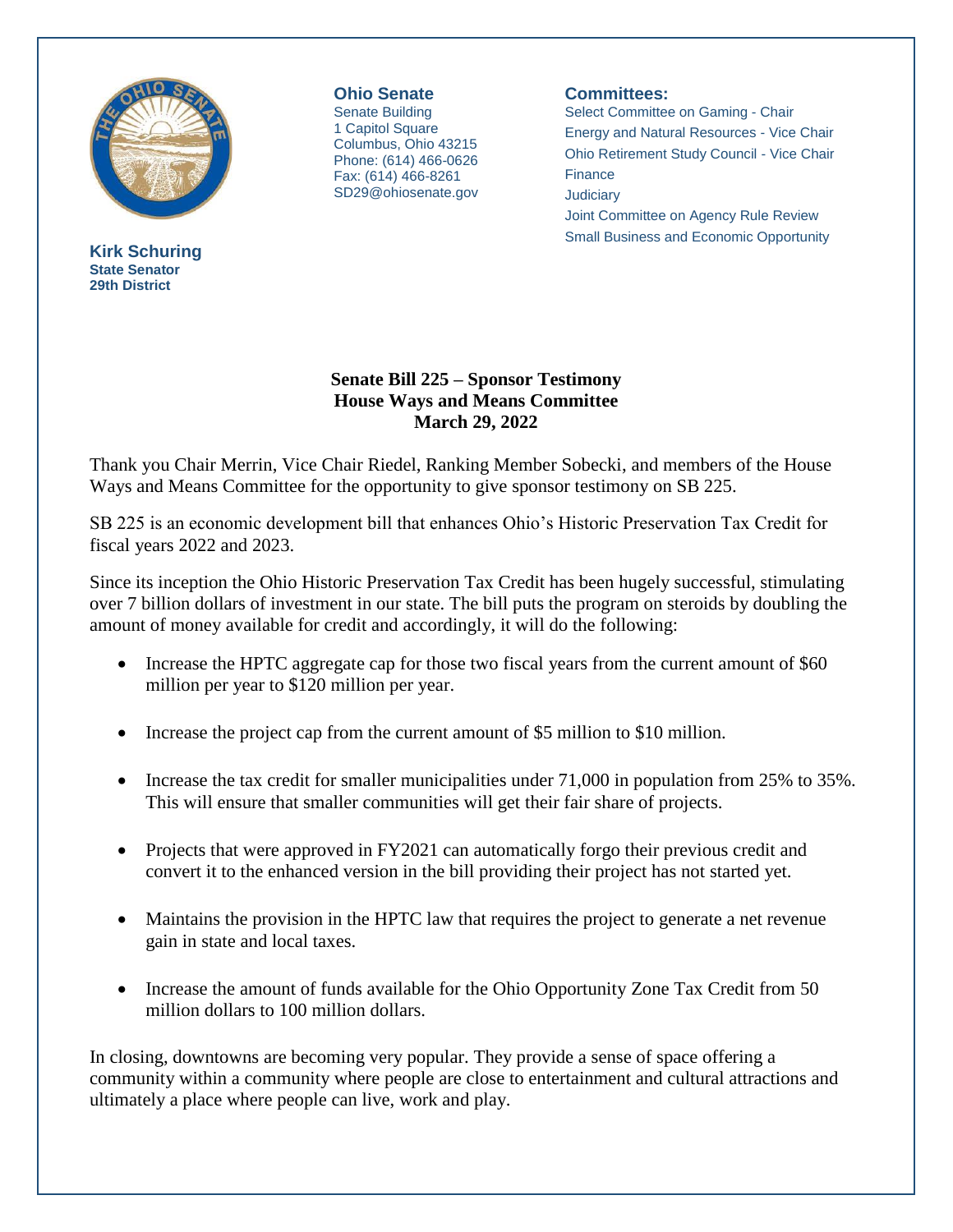**Ohio Senate**
Senate Building
1 Capitol Square
Columbus, Ohio 43215
Phone: (614) 466-0626
Fax: (614) 466-8261
SD29@ohiosenate.gov

**Committees:**
Select Committee on Gaming - Chair
Energy and Natural Resources - Vice Chair
Ohio Retirement Study Council - Vice Chair
Finance
Judiciary
Joint Committee on Agency Rule Review
Small Business and Economic Opportunity

**Kirk Schuring**
**State Senator**
**29th District**

**Senate Bill 225 – Sponsor Testimony**
**House Ways and Means Committee**
**March 29, 2022**

Thank you Chair Merrin, Vice Chair Riedel, Ranking Member Sobecki, and members of the House Ways and Means Committee for the opportunity to give sponsor testimony on SB 225.

SB 225 is an economic development bill that enhances Ohio's Historic Preservation Tax Credit for fiscal years 2022 and 2023.

Since its inception the Ohio Historic Preservation Tax Credit has been hugely successful, stimulating over 7 billion dollars of investment in our state. The bill puts the program on steroids by doubling the amount of money available for credit and accordingly, it will do the following:

- Increase the HPTC aggregate cap for those two fiscal years from the current amount of $60 million per year to $120 million per year.
- Increase the project cap from the current amount of $5 million to $10 million.
- Increase the tax credit for smaller municipalities under 71,000 in population from 25% to 35%. This will ensure that smaller communities will get their fair share of projects.
- Projects that were approved in FY2021 can automatically forgo their previous credit and convert it to the enhanced version in the bill providing their project has not started yet.
- Maintains the provision in the HPTC law that requires the project to generate a net revenue gain in state and local taxes.
- Increase the amount of funds available for the Ohio Opportunity Zone Tax Credit from 50 million dollars to 100 million dollars.

In closing, downtowns are becoming very popular. They provide a sense of space offering a community within a community where people are close to entertainment and cultural attractions and ultimately a place where people can live, work and play.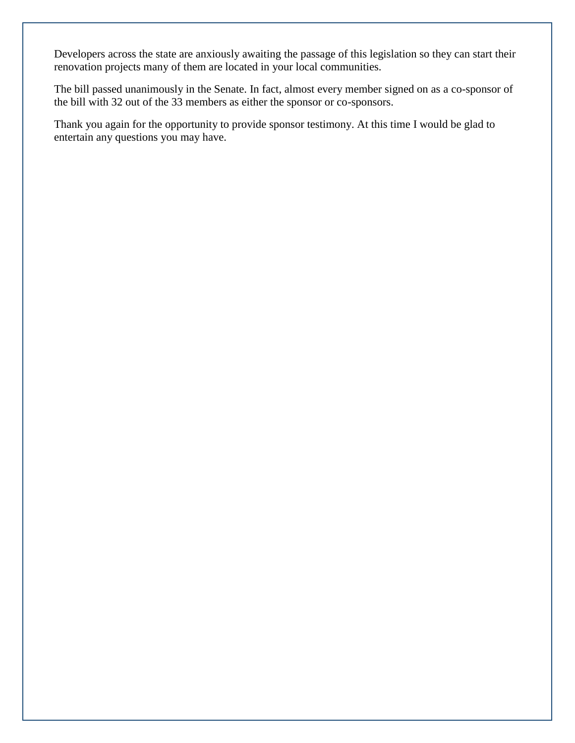Developers across the state are anxiously awaiting the passage of this legislation so they can start their renovation projects many of them are located in your local communities.

The bill passed unanimously in the Senate. In fact, almost every member signed on as a co-sponsor of the bill with 32 out of the 33 members as either the sponsor or co-sponsors.

Thank you again for the opportunity to provide sponsor testimony. At this time I would be glad to entertain any questions you may have.